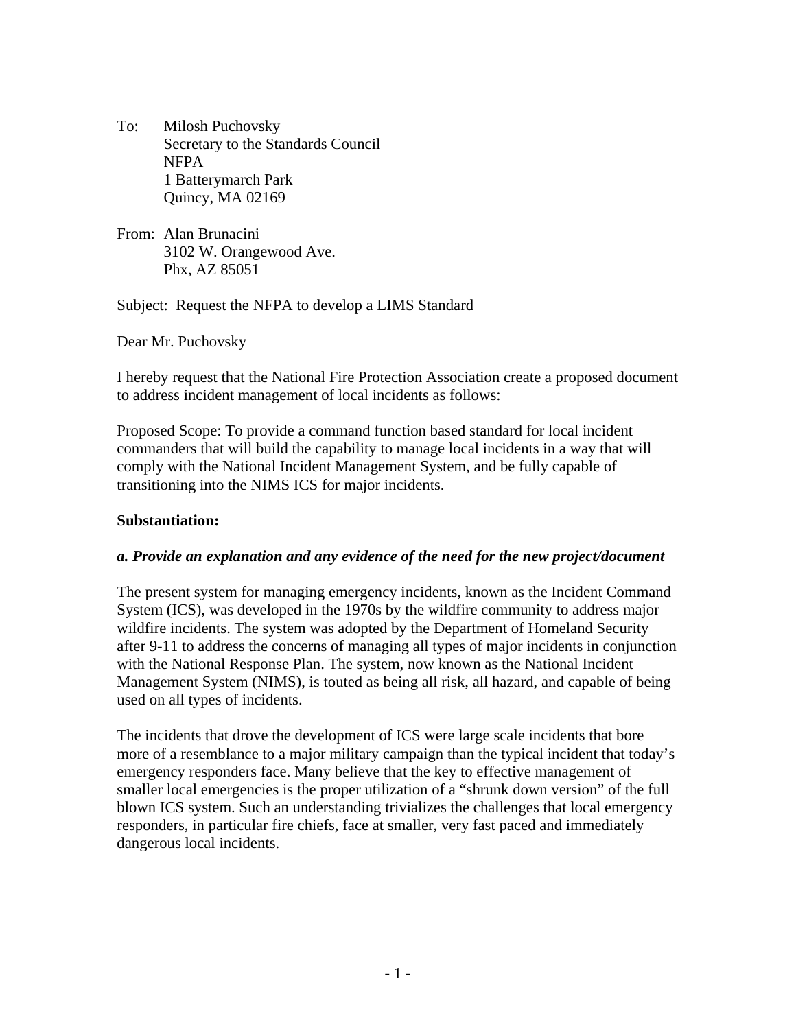To: Milosh Puchovsky
Secretary to the Standards Council
NFPA
1 Batterymarch Park
Quincy, MA 02169

From: Alan Brunacini
3102 W. Orangewood Ave.
Phx, AZ 85051

Subject: Request the NFPA to develop a LIMS Standard

Dear Mr. Puchovsky

I hereby request that the National Fire Protection Association create a proposed document to address incident management of local incidents as follows:

Proposed Scope: To provide a command function based standard for local incident commanders that will build the capability to manage local incidents in a way that will comply with the National Incident Management System, and be fully capable of transitioning into the NIMS ICS for major incidents.

**Substantiation:**

***a. Provide an explanation and any evidence of the need for the new project/document***

The present system for managing emergency incidents, known as the Incident Command System (ICS), was developed in the 1970s by the wildfire community to address major wildfire incidents. The system was adopted by the Department of Homeland Security after 9-11 to address the concerns of managing all types of major incidents in conjunction with the National Response Plan. The system, now known as the National Incident Management System (NIMS), is touted as being all risk, all hazard, and capable of being used on all types of incidents.

The incidents that drove the development of ICS were large scale incidents that bore more of a resemblance to a major military campaign than the typical incident that today's emergency responders face. Many believe that the key to effective management of smaller local emergencies is the proper utilization of a "shrunk down version" of the full blown ICS system. Such an understanding trivializes the challenges that local emergency responders, in particular fire chiefs, face at smaller, very fast paced and immediately dangerous local incidents.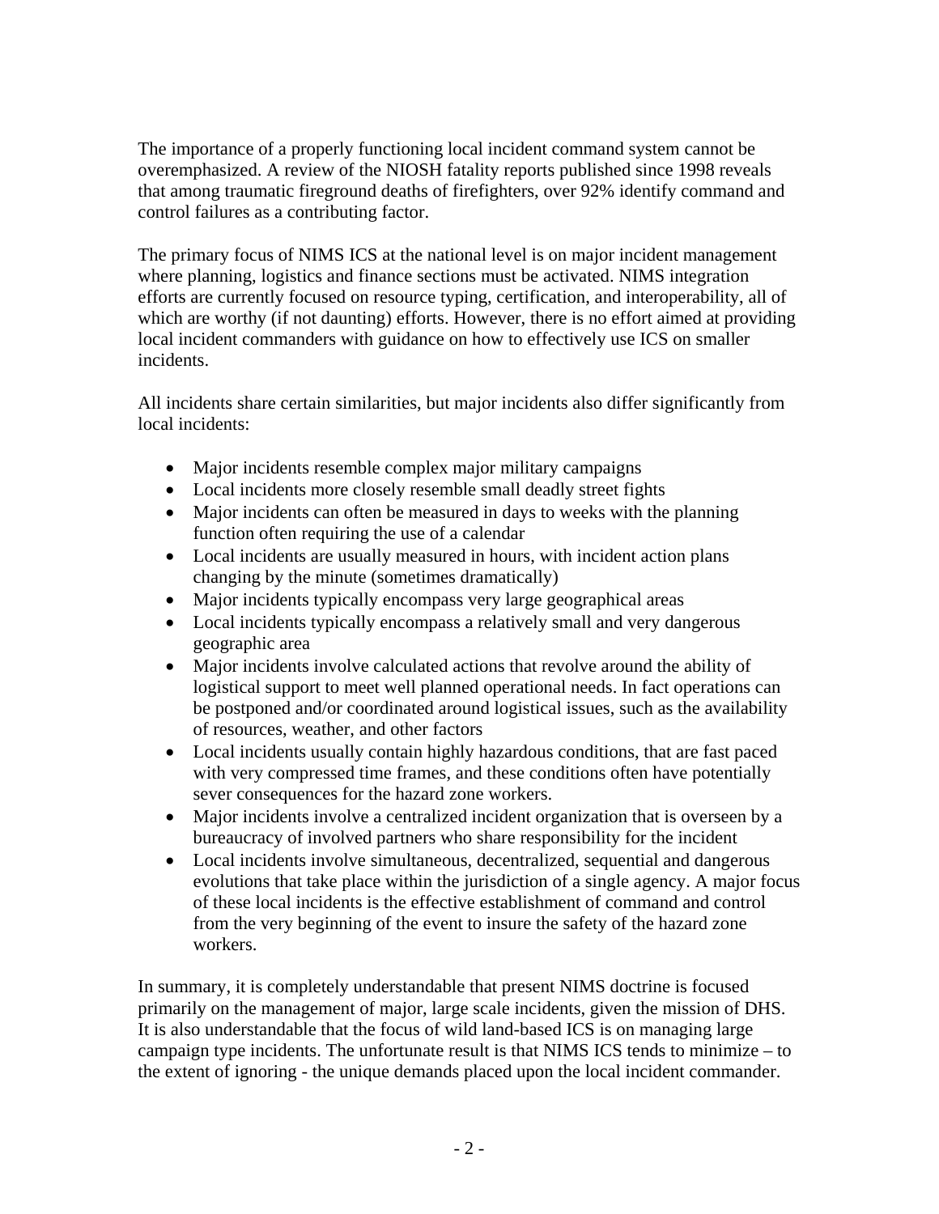The importance of a properly functioning local incident command system cannot be overemphasized. A review of the NIOSH fatality reports published since 1998 reveals that among traumatic fireground deaths of firefighters, over 92% identify command and control failures as a contributing factor.

The primary focus of NIMS ICS at the national level is on major incident management where planning, logistics and finance sections must be activated. NIMS integration efforts are currently focused on resource typing, certification, and interoperability, all of which are worthy (if not daunting) efforts. However, there is no effort aimed at providing local incident commanders with guidance on how to effectively use ICS on smaller incidents.

All incidents share certain similarities, but major incidents also differ significantly from local incidents:

- Major incidents resemble complex major military campaigns
- Local incidents more closely resemble small deadly street fights
- Major incidents can often be measured in days to weeks with the planning function often requiring the use of a calendar
- Local incidents are usually measured in hours, with incident action plans changing by the minute (sometimes dramatically)
- Major incidents typically encompass very large geographical areas
- Local incidents typically encompass a relatively small and very dangerous geographic area
- Major incidents involve calculated actions that revolve around the ability of logistical support to meet well planned operational needs. In fact operations can be postponed and/or coordinated around logistical issues, such as the availability of resources, weather, and other factors
- Local incidents usually contain highly hazardous conditions, that are fast paced with very compressed time frames, and these conditions often have potentially sever consequences for the hazard zone workers.
- Major incidents involve a centralized incident organization that is overseen by a bureaucracy of involved partners who share responsibility for the incident
- Local incidents involve simultaneous, decentralized, sequential and dangerous evolutions that take place within the jurisdiction of a single agency. A major focus of these local incidents is the effective establishment of command and control from the very beginning of the event to insure the safety of the hazard zone workers.

In summary, it is completely understandable that present NIMS doctrine is focused primarily on the management of major, large scale incidents, given the mission of DHS. It is also understandable that the focus of wild land-based ICS is on managing large campaign type incidents. The unfortunate result is that NIMS ICS tends to minimize – to the extent of ignoring - the unique demands placed upon the local incident commander.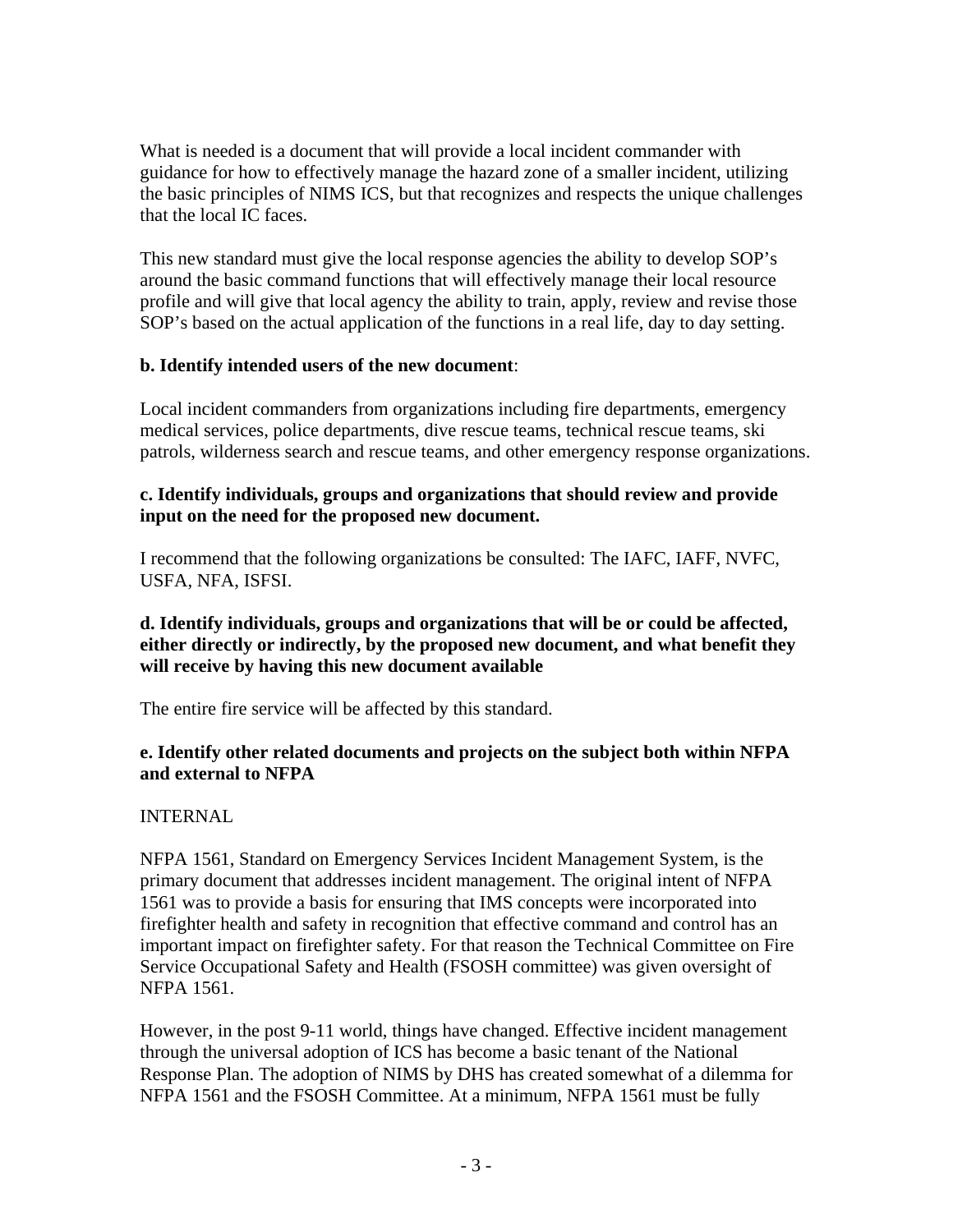What is needed is a document that will provide a local incident commander with guidance for how to effectively manage the hazard zone of a smaller incident, utilizing the basic principles of NIMS ICS, but that recognizes and respects the unique challenges that the local IC faces.

This new standard must give the local response agencies the ability to develop SOP's around the basic command functions that will effectively manage their local resource profile and will give that local agency the ability to train, apply, review and revise those SOP's based on the actual application of the functions in a real life, day to day setting.

**b. Identify intended users of the new document**:

Local incident commanders from organizations including fire departments, emergency medical services, police departments, dive rescue teams, technical rescue teams, ski patrols, wilderness search and rescue teams, and other emergency response organizations.

**c. Identify individuals, groups and organizations that should review and provide input on the need for the proposed new document.**

I recommend that the following organizations be consulted: The IAFC, IAFF, NVFC, USFA, NFA, ISFSI.

**d. Identify individuals, groups and organizations that will be or could be affected, either directly or indirectly, by the proposed new document, and what benefit they will receive by having this new document available**

The entire fire service will be affected by this standard.

**e. Identify other related documents and projects on the subject both within NFPA and external to NFPA**

INTERNAL

NFPA 1561, Standard on Emergency Services Incident Management System, is the primary document that addresses incident management. The original intent of NFPA 1561 was to provide a basis for ensuring that IMS concepts were incorporated into firefighter health and safety in recognition that effective command and control has an important impact on firefighter safety. For that reason the Technical Committee on Fire Service Occupational Safety and Health (FSOSH committee) was given oversight of NFPA 1561.

However, in the post 9-11 world, things have changed. Effective incident management through the universal adoption of ICS has become a basic tenant of the National Response Plan. The adoption of NIMS by DHS has created somewhat of a dilemma for NFPA 1561 and the FSOSH Committee. At a minimum, NFPA 1561 must be fully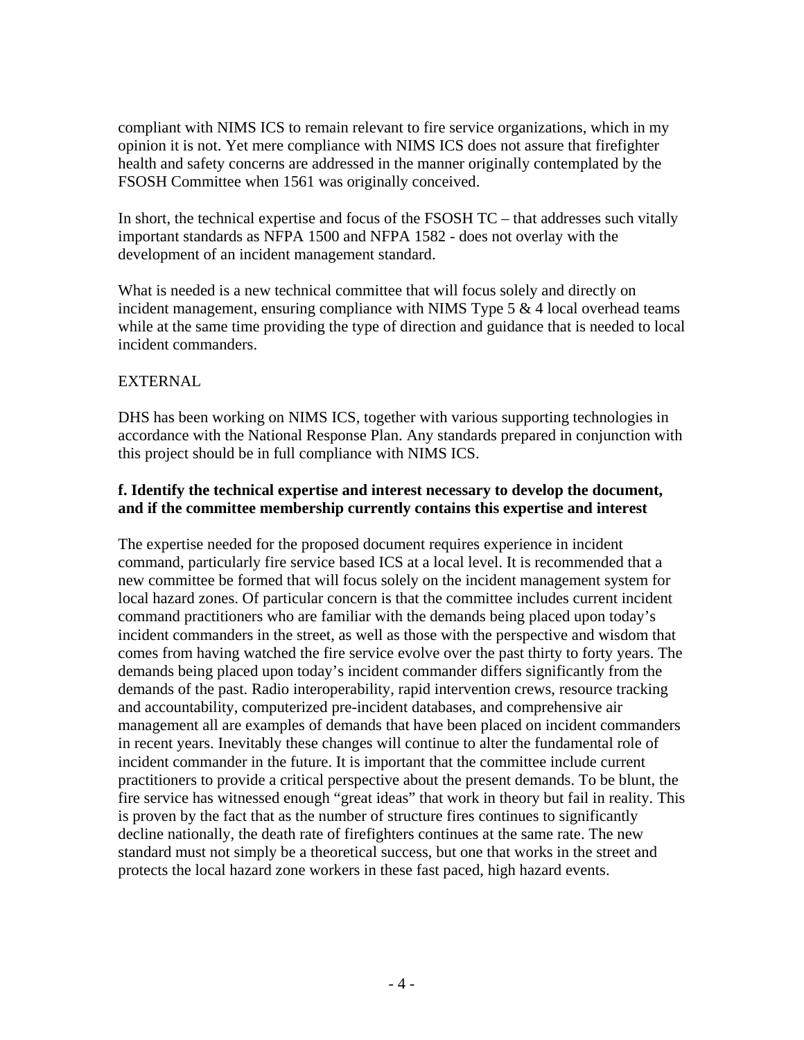compliant with NIMS ICS to remain relevant to fire service organizations, which in my opinion it is not. Yet mere compliance with NIMS ICS does not assure that firefighter health and safety concerns are addressed in the manner originally contemplated by the FSOSH Committee when 1561 was originally conceived.

In short, the technical expertise and focus of the FSOSH TC – that addresses such vitally important standards as NFPA 1500 and NFPA 1582 - does not overlay with the development of an incident management standard.

What is needed is a new technical committee that will focus solely and directly on incident management, ensuring compliance with NIMS Type 5 & 4 local overhead teams while at the same time providing the type of direction and guidance that is needed to local incident commanders.

EXTERNAL

DHS has been working on NIMS ICS, together with various supporting technologies in accordance with the National Response Plan. Any standards prepared in conjunction with this project should be in full compliance with NIMS ICS.

**f. Identify the technical expertise and interest necessary to develop the document, and if the committee membership currently contains this expertise and interest**

The expertise needed for the proposed document requires experience in incident command, particularly fire service based ICS at a local level. It is recommended that a new committee be formed that will focus solely on the incident management system for local hazard zones. Of particular concern is that the committee includes current incident command practitioners who are familiar with the demands being placed upon today's incident commanders in the street, as well as those with the perspective and wisdom that comes from having watched the fire service evolve over the past thirty to forty years. The demands being placed upon today's incident commander differs significantly from the demands of the past. Radio interoperability, rapid intervention crews, resource tracking and accountability, computerized pre-incident databases, and comprehensive air management all are examples of demands that have been placed on incident commanders in recent years. Inevitably these changes will continue to alter the fundamental role of incident commander in the future. It is important that the committee include current practitioners to provide a critical perspective about the present demands. To be blunt, the fire service has witnessed enough "great ideas" that work in theory but fail in reality. This is proven by the fact that as the number of structure fires continues to significantly decline nationally, the death rate of firefighters continues at the same rate. The new standard must not simply be a theoretical success, but one that works in the street and protects the local hazard zone workers in these fast paced, high hazard events.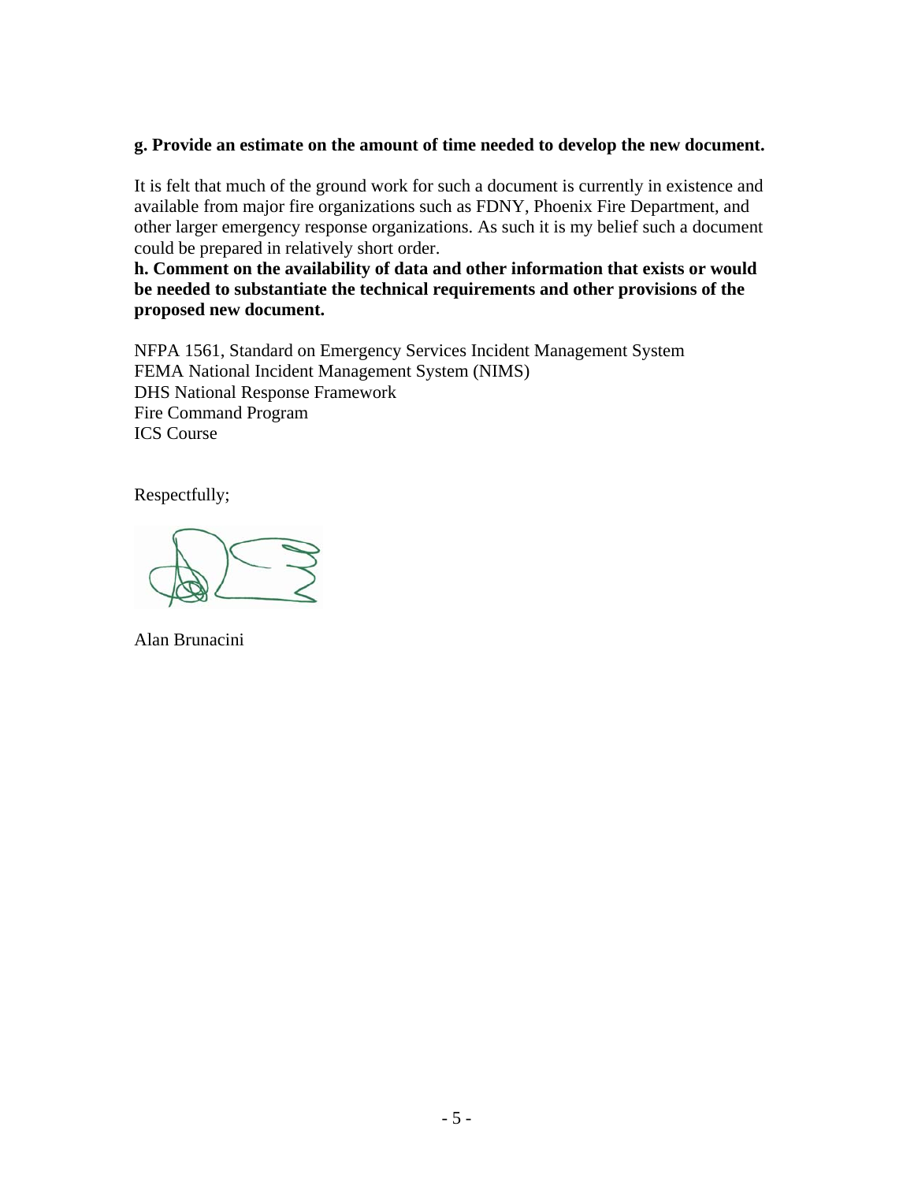**g. Provide an estimate on the amount of time needed to develop the new document.**

It is felt that much of the ground work for such a document is currently in existence and available from major fire organizations such as FDNY, Phoenix Fire Department, and other larger emergency response organizations. As such it is my belief such a document could be prepared in relatively short order.

**h. Comment on the availability of data and other information that exists or would be needed to substantiate the technical requirements and other provisions of the proposed new document.**

NFPA 1561, Standard on Emergency Services Incident Management System
FEMA National Incident Management System (NIMS)
DHS National Response Framework
Fire Command Program
ICS Course

Respectfully;

Alan Brunacini